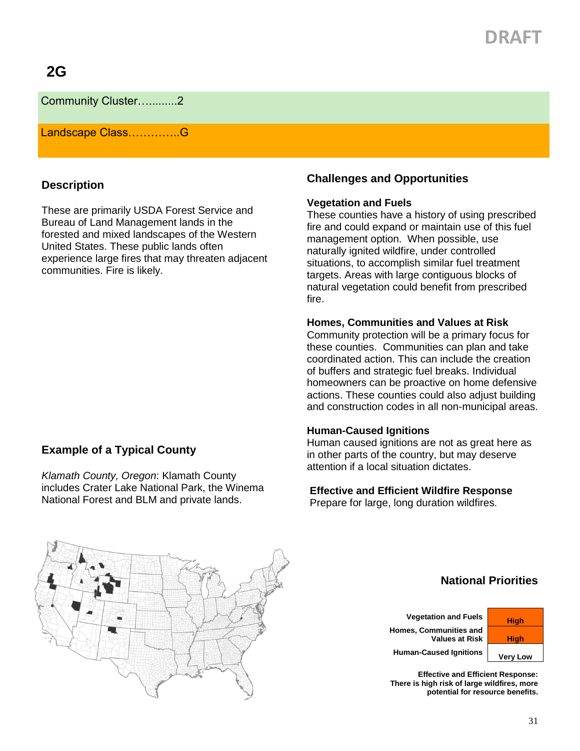DRAFT

# 2G

Community Cluster…..........2

Landscape Class…………..G

## Description

These are primarily USDA Forest Service and Bureau of Land Management lands in the forested and mixed landscapes of the Western United States. These public lands often experience large fires that may threaten adjacent communities. Fire is likely.

## Example of a Typical County

*Klamath County, Oregon*: Klamath County includes Crater Lake National Park, the Winema National Forest and BLM and private lands.

## Challenges and Opportunities

### Vegetation and Fuels

These counties have a history of using prescribed fire and could expand or maintain use of this fuel management option. When possible, use naturally ignited wildfire, under controlled situations, to accomplish similar fuel treatment targets. Areas with large contiguous blocks of natural vegetation could benefit from prescribed fire.

### Homes, Communities and Values at Risk

Community protection will be a primary focus for these counties. Communities can plan and take coordinated action. This can include the creation of buffers and strategic fuel breaks. Individual homeowners can be proactive on home defensive actions. These counties could also adjust building and construction codes in all non-municipal areas.

### Human-Caused Ignitions

Human caused ignitions are not as great here as in other parts of the country, but may deserve attention if a local situation dictates.

### Effective and Efficient Wildfire Response

Prepare for large, long duration wildfires.

## National Priorities

| | |
|---|---|
| Vegetation and Fuels | High |
| Homes, Communities and Values at Risk | High |
| Human-Caused Ignitions | Very Low |

**Effective and Efficient Response: There is high risk of large wildfires, more potential for resource benefits.**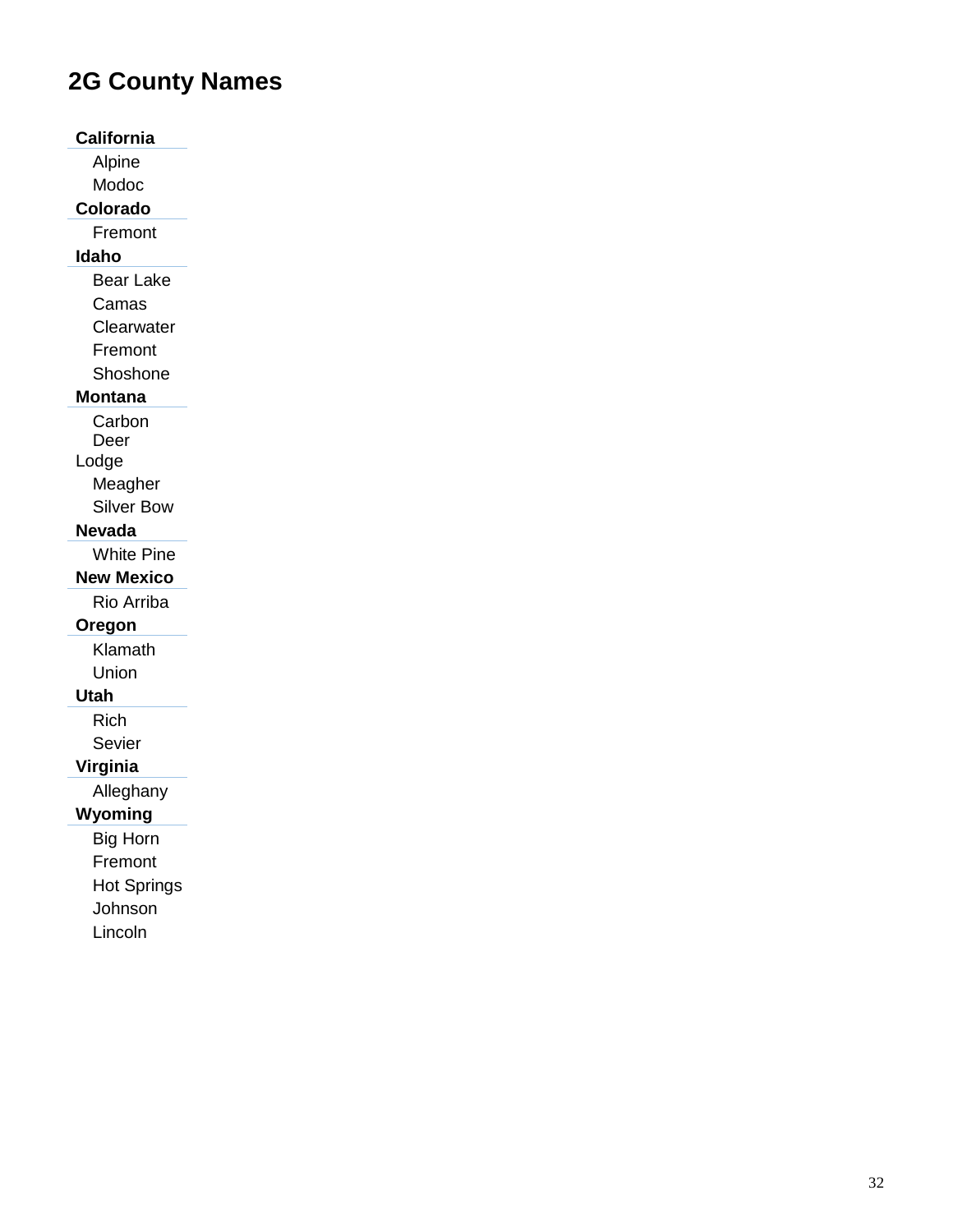## 2G County Names

**California**

- Alpine
- Modoc

**Colorado**

- Fremont

**Idaho**

- Bear Lake
- Camas
- Clearwater
- Fremont
- Shoshone

**Montana**

- Carbon
- Deer Lodge
- Meagher
- Silver Bow

**Nevada**

- White Pine

**New Mexico**

- Rio Arriba

**Oregon**

- Klamath
- Union

**Utah**

- Rich
- Sevier

**Virginia**

- Alleghany

**Wyoming**

- Big Horn
- Fremont
- Hot Springs
- Johnson
- Lincoln